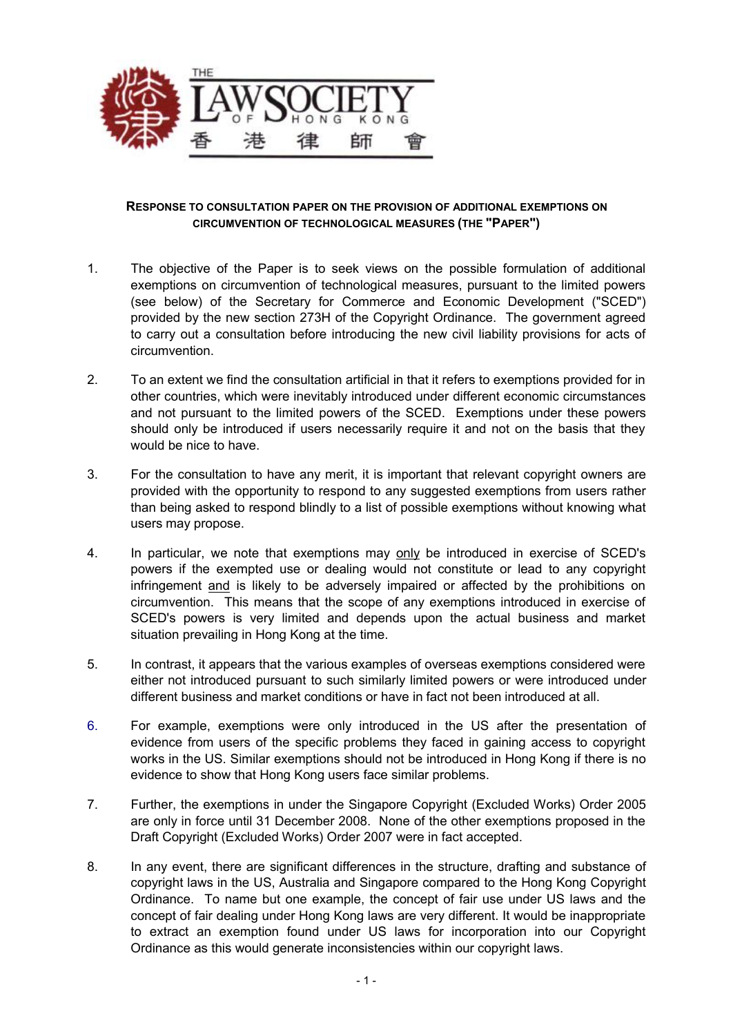**RESPONSE TO CONSULTATION PAPER ON THE PROVISION OF ADDITIONAL EXEMPTIONS ON CIRCUMVENTION OF TECHNOLOGICAL MEASURES (THE "PAPER")**

1. The objective of the Paper is to seek views on the possible formulation of additional exemptions on circumvention of technological measures, pursuant to the limited powers (see below) of the Secretary for Commerce and Economic Development ("SCED") provided by the new section 273H of the Copyright Ordinance. The government agreed to carry out a consultation before introducing the new civil liability provisions for acts of circumvention.

2. To an extent we find the consultation artificial in that it refers to exemptions provided for in other countries, which were inevitably introduced under different economic circumstances and not pursuant to the limited powers of the SCED. Exemptions under these powers should only be introduced if users necessarily require it and not on the basis that they would be nice to have.

3. For the consultation to have any merit, it is important that relevant copyright owners are provided with the opportunity to respond to any suggested exemptions from users rather than being asked to respond blindly to a list of possible exemptions without knowing what users may propose.

4. In particular, we note that exemptions may only be introduced in exercise of SCED's powers if the exempted use or dealing would not constitute or lead to any copyright infringement and is likely to be adversely impaired or affected by the prohibitions on circumvention. This means that the scope of any exemptions introduced in exercise of SCED's powers is very limited and depends upon the actual business and market situation prevailing in Hong Kong at the time.

5. In contrast, it appears that the various examples of overseas exemptions considered were either not introduced pursuant to such similarly limited powers or were introduced under different business and market conditions or have in fact not been introduced at all.

6. For example, exemptions were only introduced in the US after the presentation of evidence from users of the specific problems they faced in gaining access to copyright works in the US. Similar exemptions should not be introduced in Hong Kong if there is no evidence to show that Hong Kong users face similar problems.

7. Further, the exemptions in under the Singapore Copyright (Excluded Works) Order 2005 are only in force until 31 December 2008. None of the other exemptions proposed in the Draft Copyright (Excluded Works) Order 2007 were in fact accepted.

8. In any event, there are significant differences in the structure, drafting and substance of copyright laws in the US, Australia and Singapore compared to the Hong Kong Copyright Ordinance. To name but one example, the concept of fair use under US laws and the concept of fair dealing under Hong Kong laws are very different. It would be inappropriate to extract an exemption found under US laws for incorporation into our Copyright Ordinance as this would generate inconsistencies within our copyright laws.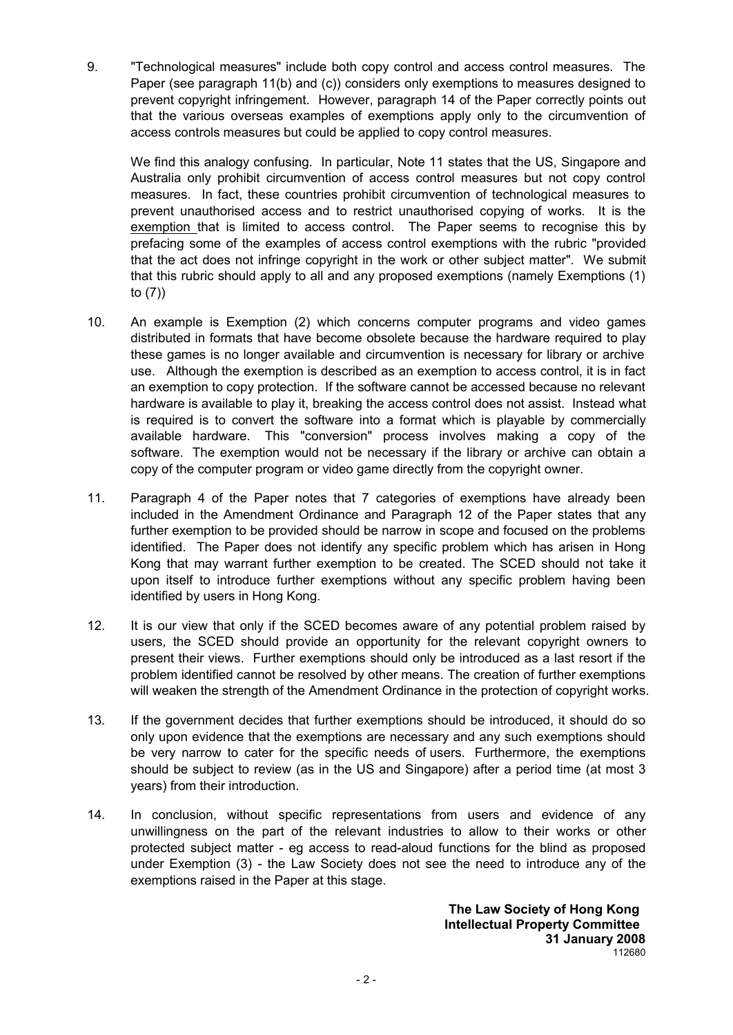9. "Technological measures" include both copy control and access control measures. The Paper (see paragraph 11(b) and (c)) considers only exemptions to measures designed to prevent copyright infringement. However, paragraph 14 of the Paper correctly points out that the various overseas examples of exemptions apply only to the circumvention of access controls measures but could be applied to copy control measures.

   We find this analogy confusing. In particular, Note 11 states that the US, Singapore and Australia only prohibit circumvention of access control measures but not copy control measures. In fact, these countries prohibit circumvention of technological measures to prevent unauthorised access and to restrict unauthorised copying of works. It is the exemption that is limited to access control. The Paper seems to recognise this by prefacing some of the examples of access control exemptions with the rubric "provided that the act does not infringe copyright in the work or other subject matter". We submit that this rubric should apply to all and any proposed exemptions (namely Exemptions (1) to (7))

10. An example is Exemption (2) which concerns computer programs and video games distributed in formats that have become obsolete because the hardware required to play these games is no longer available and circumvention is necessary for library or archive use. Although the exemption is described as an exemption to access control, it is in fact an exemption to copy protection. If the software cannot be accessed because no relevant hardware is available to play it, breaking the access control does not assist. Instead what is required is to convert the software into a format which is playable by commercially available hardware. This "conversion" process involves making a copy of the software. The exemption would not be necessary if the library or archive can obtain a copy of the computer program or video game directly from the copyright owner.

11. Paragraph 4 of the Paper notes that 7 categories of exemptions have already been included in the Amendment Ordinance and Paragraph 12 of the Paper states that any further exemption to be provided should be narrow in scope and focused on the problems identified. The Paper does not identify any specific problem which has arisen in Hong Kong that may warrant further exemption to be created. The SCED should not take it upon itself to introduce further exemptions without any specific problem having been identified by users in Hong Kong.

12. It is our view that only if the SCED becomes aware of any potential problem raised by users, the SCED should provide an opportunity for the relevant copyright owners to present their views. Further exemptions should only be introduced as a last resort if the problem identified cannot be resolved by other means. The creation of further exemptions will weaken the strength of the Amendment Ordinance in the protection of copyright works.

13. If the government decides that further exemptions should be introduced, it should do so only upon evidence that the exemptions are necessary and any such exemptions should be very narrow to cater for the specific needs of users. Furthermore, the exemptions should be subject to review (as in the US and Singapore) after a period time (at most 3 years) from their introduction.

14. In conclusion, without specific representations from users and evidence of any unwillingness on the part of the relevant industries to allow to their works or other protected subject matter - eg access to read-aloud functions for the blind as proposed under Exemption (3) - the Law Society does not see the need to introduce any of the exemptions raised in the Paper at this stage.

**The Law Society of Hong Kong**
**Intellectual Property Committee**
**31 January 2008**
112680